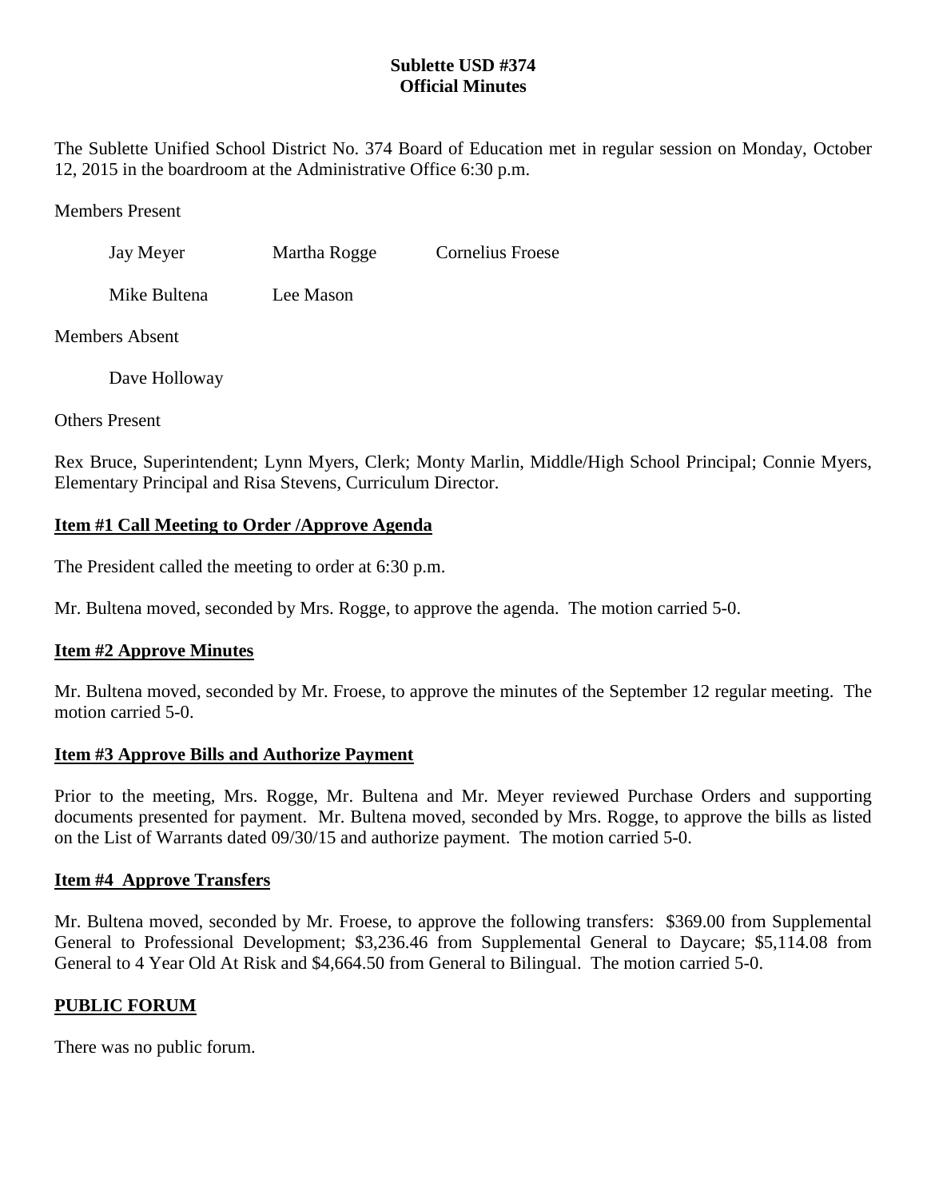# Sublette USD #374
## Official Minutes

The Sublette Unified School District No. 374 Board of Education met in regular session on Monday, October 12, 2015 in the boardroom at the Administrative Office 6:30 p.m.

Members Present

Jay Meyer     Martha Rogge     Cornelius Froese

Mike Bultena     Lee Mason

Members Absent

Dave Holloway

Others Present

Rex Bruce, Superintendent; Lynn Myers, Clerk; Monty Marlin, Middle/High School Principal; Connie Myers, Elementary Principal and Risa Stevens, Curriculum Director.

**Item #1 Call Meeting to Order /Approve Agenda**

The President called the meeting to order at 6:30 p.m.

Mr. Bultena moved, seconded by Mrs. Rogge, to approve the agenda. The motion carried 5-0.

**Item #2 Approve Minutes**

Mr. Bultena moved, seconded by Mr. Froese, to approve the minutes of the September 12 regular meeting. The motion carried 5-0.

**Item #3 Approve Bills and Authorize Payment**

Prior to the meeting, Mrs. Rogge, Mr. Bultena and Mr. Meyer reviewed Purchase Orders and supporting documents presented for payment. Mr. Bultena moved, seconded by Mrs. Rogge, to approve the bills as listed on the List of Warrants dated 09/30/15 and authorize payment. The motion carried 5-0.

**Item #4 Approve Transfers**

Mr. Bultena moved, seconded by Mr. Froese, to approve the following transfers: $369.00 from Supplemental General to Professional Development; $3,236.46 from Supplemental General to Daycare; $5,114.08 from General to 4 Year Old At Risk and $4,664.50 from General to Bilingual. The motion carried 5-0.

**PUBLIC FORUM**

There was no public forum.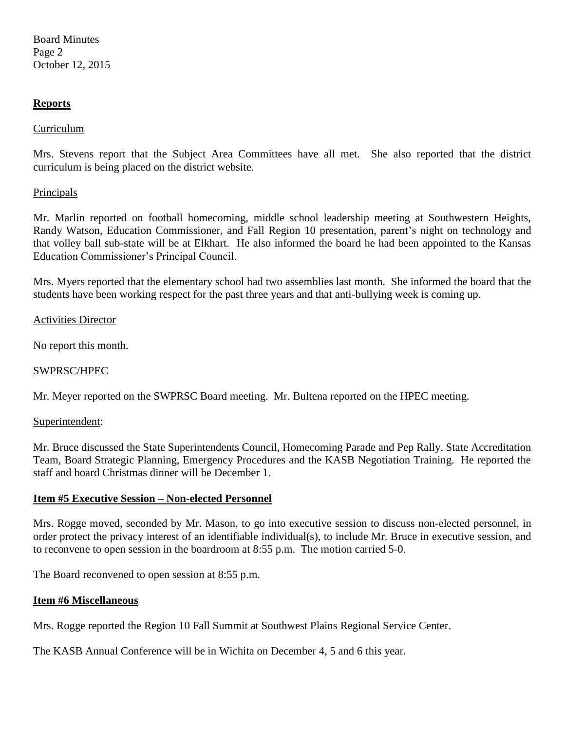## Reports

Curriculum

Mrs. Stevens report that the Subject Area Committees have all met. She also reported that the district curriculum is being placed on the district website.

Principals

Mr. Marlin reported on football homecoming, middle school leadership meeting at Southwestern Heights, Randy Watson, Education Commissioner, and Fall Region 10 presentation, parent's night on technology and that volley ball sub-state will be at Elkhart. He also informed the board he had been appointed to the Kansas Education Commissioner's Principal Council.

Mrs. Myers reported that the elementary school had two assemblies last month. She informed the board that the students have been working respect for the past three years and that anti-bullying week is coming up.

Activities Director

No report this month.

SWPRSC/HPEC

Mr. Meyer reported on the SWPRSC Board meeting. Mr. Bultena reported on the HPEC meeting.

Superintendent:

Mr. Bruce discussed the State Superintendents Council, Homecoming Parade and Pep Rally, State Accreditation Team, Board Strategic Planning, Emergency Procedures and the KASB Negotiation Training. He reported the staff and board Christmas dinner will be December 1.

## Item #5 Executive Session – Non-elected Personnel

Mrs. Rogge moved, seconded by Mr. Mason, to go into executive session to discuss non-elected personnel, in order protect the privacy interest of an identifiable individual(s), to include Mr. Bruce in executive session, and to reconvene to open session in the boardroom at 8:55 p.m. The motion carried 5-0.

The Board reconvened to open session at 8:55 p.m.

## Item #6 Miscellaneous

Mrs. Rogge reported the Region 10 Fall Summit at Southwest Plains Regional Service Center.

The KASB Annual Conference will be in Wichita on December 4, 5 and 6 this year.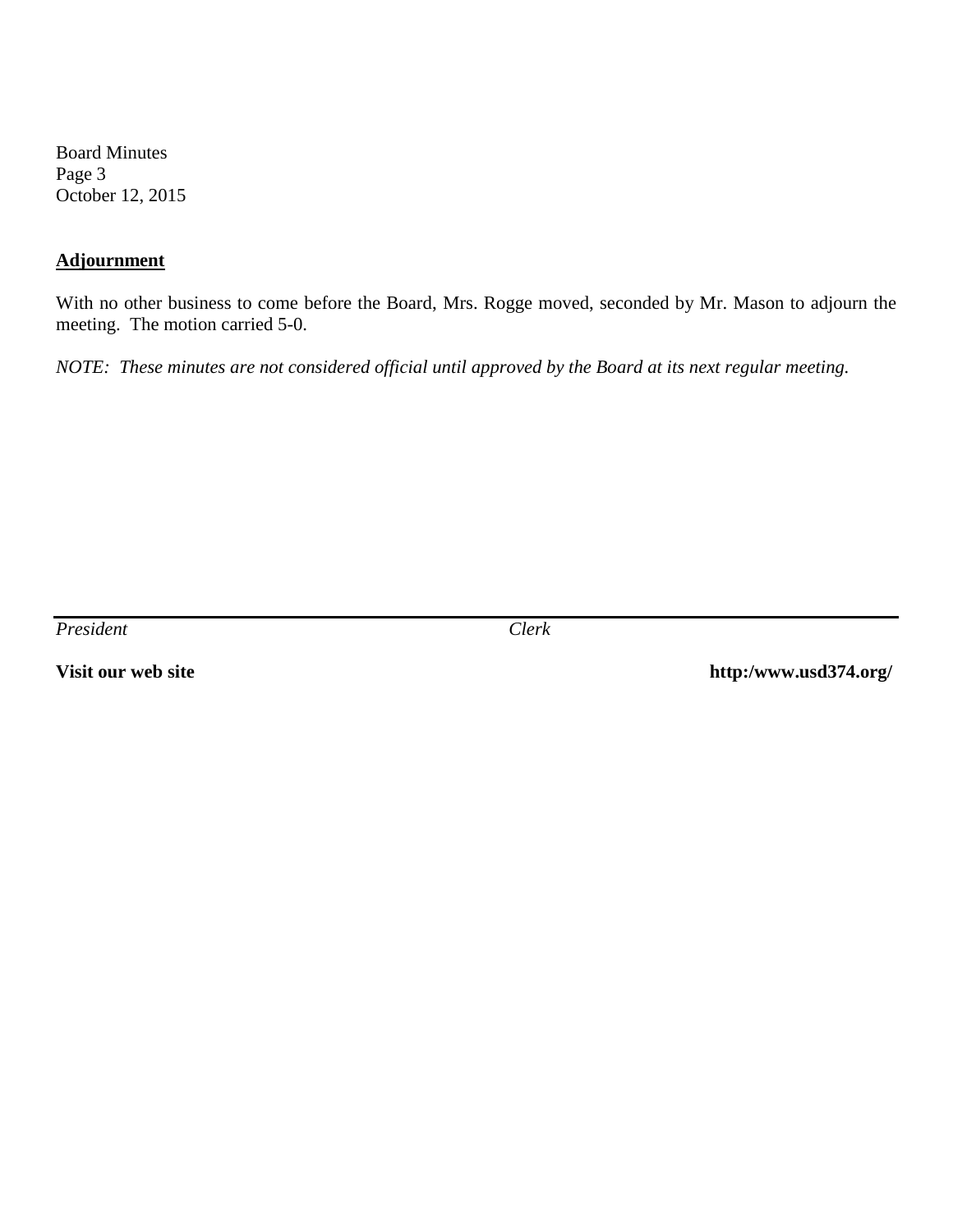## Adjournment

With no other business to come before the Board, Mrs. Rogge moved, seconded by Mr. Mason to adjourn the meeting. The motion carried 5-0.

*NOTE: These minutes are not considered official until approved by the Board at its next regular meeting.*

*President* *Clerk*

**Visit our web site** **http:/www.usd374.org/**